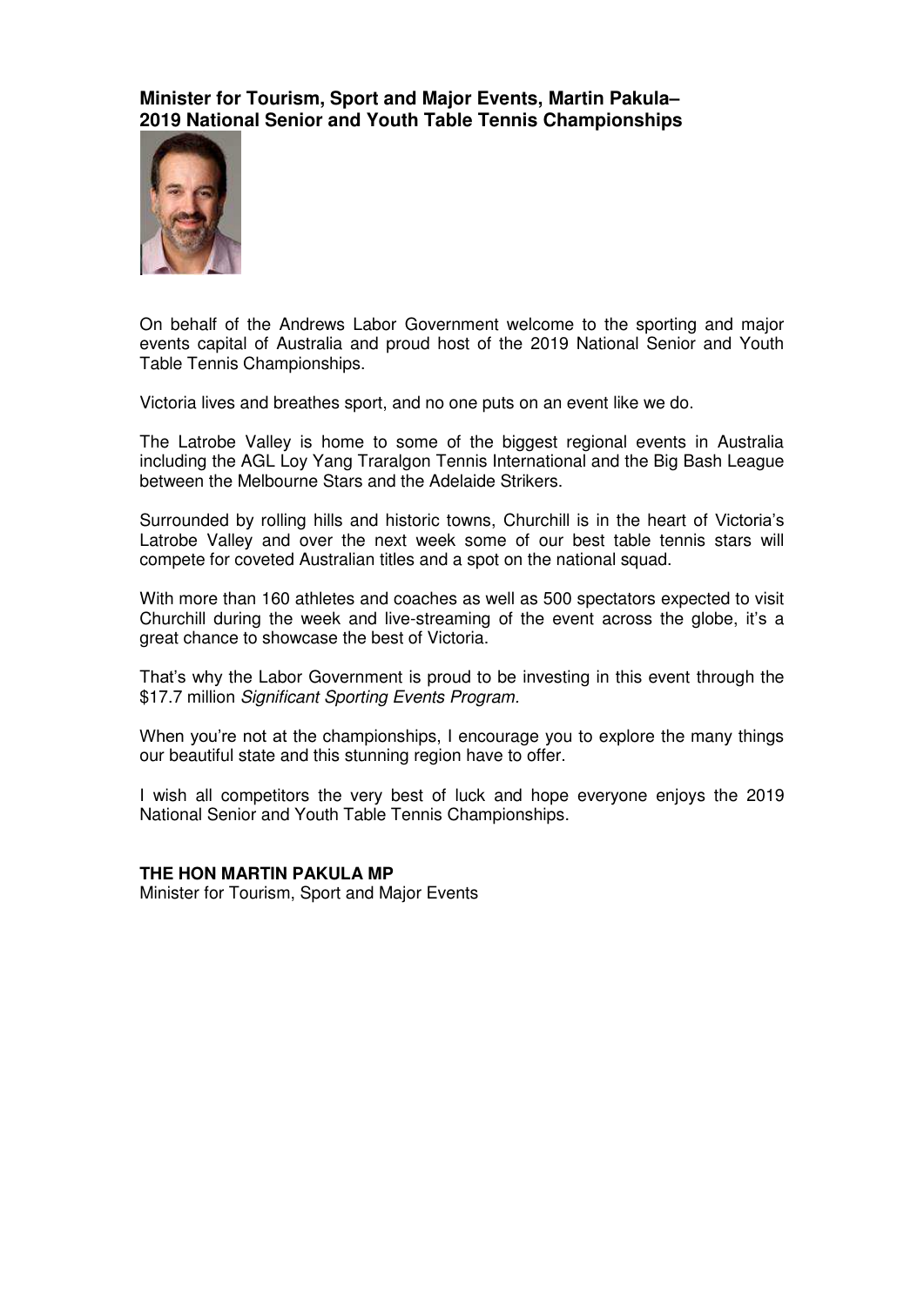**Minister for Tourism, Sport and Major Events, Martin Pakula–**
**2019 National Senior and Youth Table Tennis Championships**

On behalf of the Andrews Labor Government welcome to the sporting and major events capital of Australia and proud host of the 2019 National Senior and Youth Table Tennis Championships.

Victoria lives and breathes sport, and no one puts on an event like we do.

The Latrobe Valley is home to some of the biggest regional events in Australia including the AGL Loy Yang Traralgon Tennis International and the Big Bash League between the Melbourne Stars and the Adelaide Strikers.

Surrounded by rolling hills and historic towns, Churchill is in the heart of Victoria's Latrobe Valley and over the next week some of our best table tennis stars will compete for coveted Australian titles and a spot on the national squad.

With more than 160 athletes and coaches as well as 500 spectators expected to visit Churchill during the week and live-streaming of the event across the globe, it's a great chance to showcase the best of Victoria.

That's why the Labor Government is proud to be investing in this event through the $17.7 million *Significant Sporting Events Program*.

When you're not at the championships, I encourage you to explore the many things our beautiful state and this stunning region have to offer.

I wish all competitors the very best of luck and hope everyone enjoys the 2019 National Senior and Youth Table Tennis Championships.

**THE HON MARTIN PAKULA MP**
Minister for Tourism, Sport and Major Events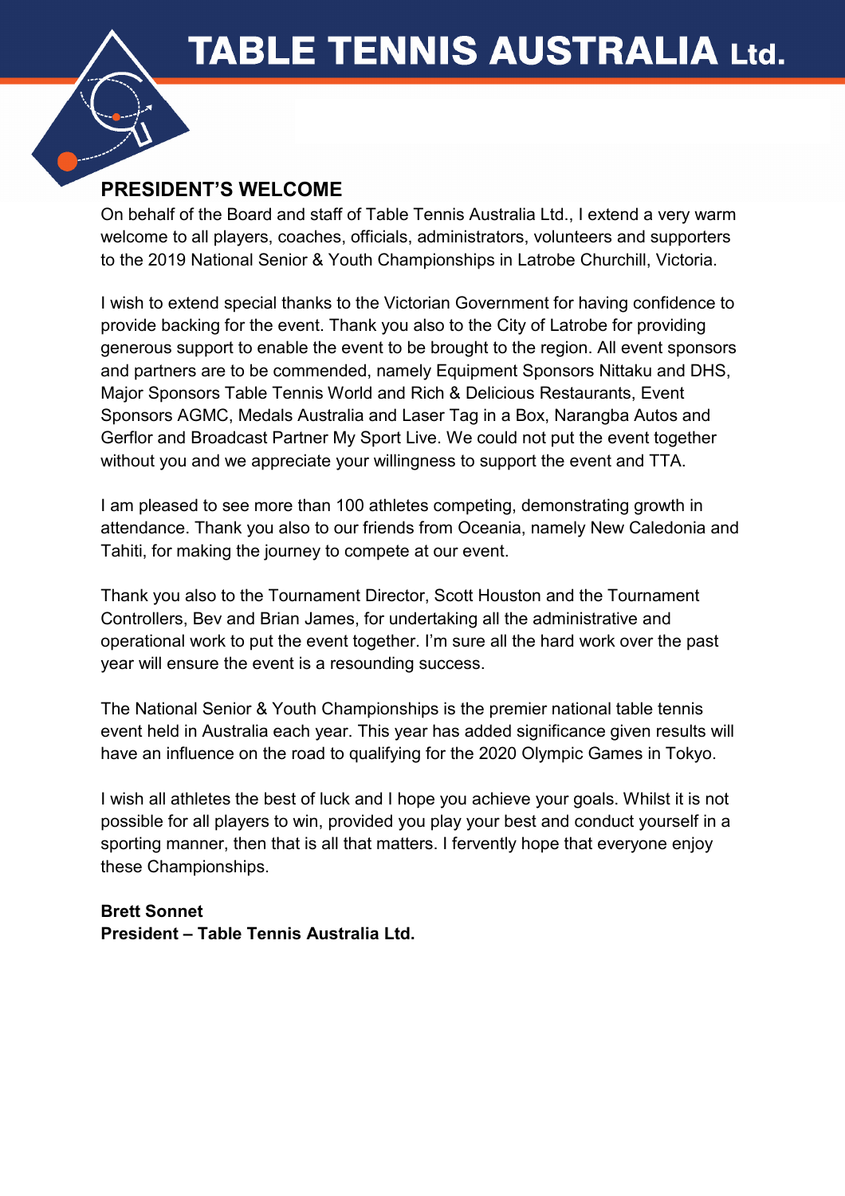# TABLE TENNIS AUSTRALIA Ltd.

## PRESIDENT'S WELCOME

On behalf of the Board and staff of Table Tennis Australia Ltd., I extend a very warm welcome to all players, coaches, officials, administrators, volunteers and supporters to the 2019 National Senior & Youth Championships in Latrobe Churchill, Victoria.

I wish to extend special thanks to the Victorian Government for having confidence to provide backing for the event. Thank you also to the City of Latrobe for providing generous support to enable the event to be brought to the region. All event sponsors and partners are to be commended, namely Equipment Sponsors Nittaku and DHS, Major Sponsors Table Tennis World and Rich & Delicious Restaurants, Event Sponsors AGMC, Medals Australia and Laser Tag in a Box, Narangba Autos and Gerflor and Broadcast Partner My Sport Live. We could not put the event together without you and we appreciate your willingness to support the event and TTA.

I am pleased to see more than 100 athletes competing, demonstrating growth in attendance. Thank you also to our friends from Oceania, namely New Caledonia and Tahiti, for making the journey to compete at our event.

Thank you also to the Tournament Director, Scott Houston and the Tournament Controllers, Bev and Brian James, for undertaking all the administrative and operational work to put the event together. I'm sure all the hard work over the past year will ensure the event is a resounding success.

The National Senior & Youth Championships is the premier national table tennis event held in Australia each year. This year has added significance given results will have an influence on the road to qualifying for the 2020 Olympic Games in Tokyo.

I wish all athletes the best of luck and I hope you achieve your goals. Whilst it is not possible for all players to win, provided you play your best and conduct yourself in a sporting manner, then that is all that matters. I fervently hope that everyone enjoy these Championships.

**Brett Sonnet**
**President – Table Tennis Australia Ltd.**